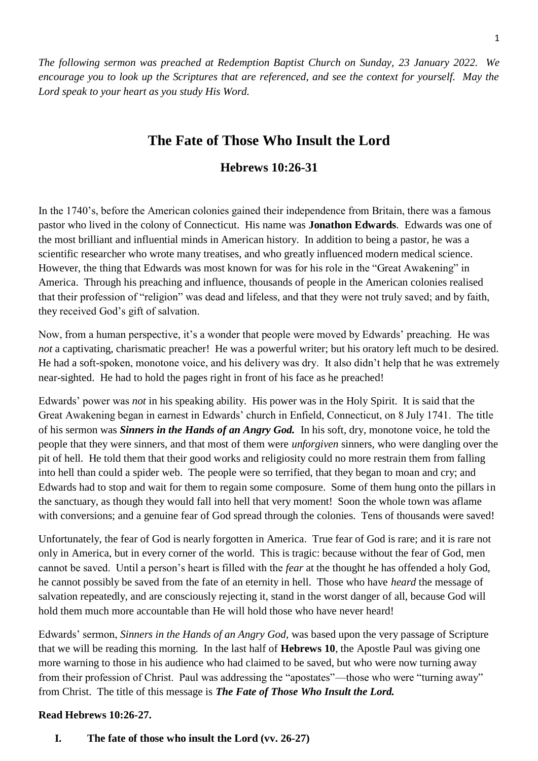*The following sermon was preached at Redemption Baptist Church on Sunday, 23 January 2022. We encourage you to look up the Scriptures that are referenced, and see the context for yourself. May the Lord speak to your heart as you study His Word.*

# The Fate of Those Who Insult the Lord

## Hebrews 10:26-31

In the 1740's, before the American colonies gained their independence from Britain, there was a famous pastor who lived in the colony of Connecticut. His name was **Jonathon Edwards**. Edwards was one of the most brilliant and influential minds in American history. In addition to being a pastor, he was a scientific researcher who wrote many treatises, and who greatly influenced modern medical science. However, the thing that Edwards was most known for was for his role in the "Great Awakening" in America. Through his preaching and influence, thousands of people in the American colonies realised that their profession of "religion" was dead and lifeless, and that they were not truly saved; and by faith, they received God's gift of salvation.

Now, from a human perspective, it's a wonder that people were moved by Edwards' preaching. He was *not* a captivating, charismatic preacher! He was a powerful writer; but his oratory left much to be desired. He had a soft-spoken, monotone voice, and his delivery was dry. It also didn't help that he was extremely near-sighted. He had to hold the pages right in front of his face as he preached!

Edwards' power was *not* in his speaking ability. His power was in the Holy Spirit. It is said that the Great Awakening began in earnest in Edwards' church in Enfield, Connecticut, on 8 July 1741. The title of his sermon was ***Sinners in the Hands of an Angry God.*** In his soft, dry, monotone voice, he told the people that they were sinners, and that most of them were *unforgiven* sinners, who were dangling over the pit of hell. He told them that their good works and religiosity could no more restrain them from falling into hell than could a spider web. The people were so terrified, that they began to moan and cry; and Edwards had to stop and wait for them to regain some composure. Some of them hung onto the pillars in the sanctuary, as though they would fall into hell that very moment! Soon the whole town was aflame with conversions; and a genuine fear of God spread through the colonies. Tens of thousands were saved!

Unfortunately, the fear of God is nearly forgotten in America. True fear of God is rare; and it is rare not only in America, but in every corner of the world. This is tragic: because without the fear of God, men cannot be saved. Until a person's heart is filled with the *fear* at the thought he has offended a holy God, he cannot possibly be saved from the fate of an eternity in hell. Those who have *heard* the message of salvation repeatedly, and are consciously rejecting it, stand in the worst danger of all, because God will hold them much more accountable than He will hold those who have never heard!

Edwards' sermon, *Sinners in the Hands of an Angry God,* was based upon the very passage of Scripture that we will be reading this morning. In the last half of **Hebrews 10**, the Apostle Paul was giving one more warning to those in his audience who had claimed to be saved, but who were now turning away from their profession of Christ. Paul was addressing the "apostates"—those who were "turning away" from Christ. The title of this message is ***The Fate of Those Who Insult the Lord.***

**Read Hebrews 10:26-27.**

**I. The fate of those who insult the Lord (vv. 26-27)**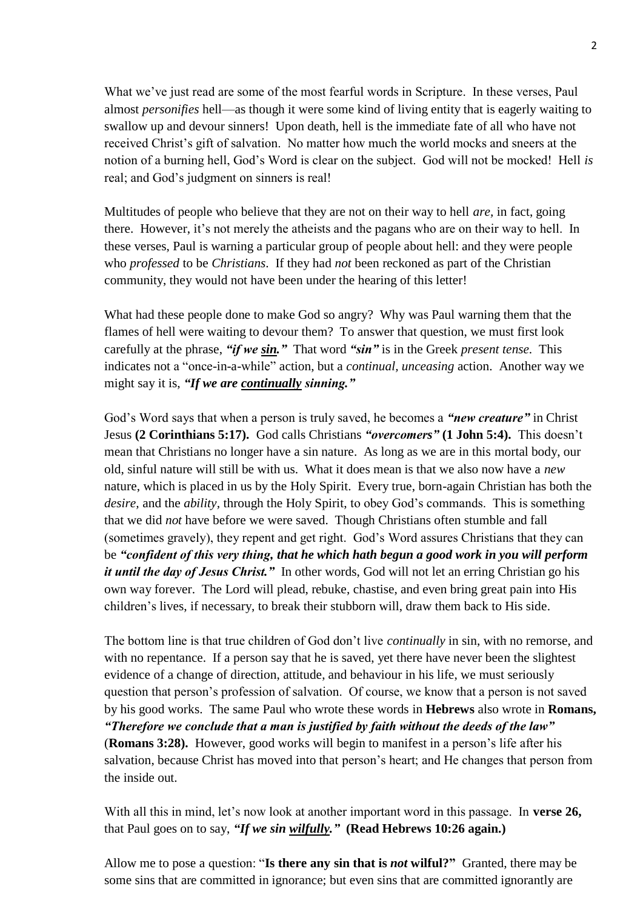What we've just read are some of the most fearful words in Scripture. In these verses, Paul almost *personifies* hell—as though it were some kind of living entity that is eagerly waiting to swallow up and devour sinners! Upon death, hell is the immediate fate of all who have not received Christ's gift of salvation. No matter how much the world mocks and sneers at the notion of a burning hell, God's Word is clear on the subject. God will not be mocked! Hell *is* real; and God's judgment on sinners is real!

Multitudes of people who believe that they are not on their way to hell *are*, in fact, going there. However, it's not merely the atheists and the pagans who are on their way to hell. In these verses, Paul is warning a particular group of people about hell: and they were people who *professed* to be *Christians*. If they had *not* been reckoned as part of the Christian community, they would not have been under the hearing of this letter!

What had these people done to make God so angry? Why was Paul warning them that the flames of hell were waiting to devour them? To answer that question, we must first look carefully at the phrase, ***"if we <u>sin</u>."*** That word ***"sin"*** is in the Greek *present tense*. This indicates not a "once-in-a-while" action, but a *continual, unceasing* action. Another way we might say it is, ***"If we are <u>continually</u> sinning."***

God's Word says that when a person is truly saved, he becomes a ***"new creature"*** in Christ Jesus **(2 Corinthians 5:17).** God calls Christians ***"overcomers"*** **(1 John 5:4).** This doesn't mean that Christians no longer have a sin nature. As long as we are in this mortal body, our old, sinful nature will still be with us. What it does mean is that we also now have a *new* nature, which is placed in us by the Holy Spirit. Every true, born-again Christian has both the *desire,* and the *ability,* through the Holy Spirit, to obey God's commands. This is something that we did *not* have before we were saved. Though Christians often stumble and fall (sometimes gravely), they repent and get right. God's Word assures Christians that they can be ***"confident of this very thing, that he which hath begun a good work in you will perform it until the day of Jesus Christ."*** In other words, God will not let an erring Christian go his own way forever. The Lord will plead, rebuke, chastise, and even bring great pain into His children's lives, if necessary, to break their stubborn will, draw them back to His side.

The bottom line is that true children of God don't live *continually* in sin, with no remorse, and with no repentance. If a person say that he is saved, yet there have never been the slightest evidence of a change of direction, attitude, and behaviour in his life, we must seriously question that person's profession of salvation. Of course, we know that a person is not saved by his good works. The same Paul who wrote these words in **Hebrews** also wrote in **Romans,** ***"Therefore we conclude that a man is justified by faith without the deeds of the law"*** (**Romans 3:28).** However, good works will begin to manifest in a person's life after his salvation, because Christ has moved into that person's heart; and He changes that person from the inside out.

With all this in mind, let's now look at another important word in this passage. In **verse 26,** that Paul goes on to say, ***"If we sin <u>wilfully</u>."*** **(Read Hebrews 10:26 again.)**

Allow me to pose a question: "**Is there any sin that is *not* wilful?"** Granted, there may be some sins that are committed in ignorance; but even sins that are committed ignorantly are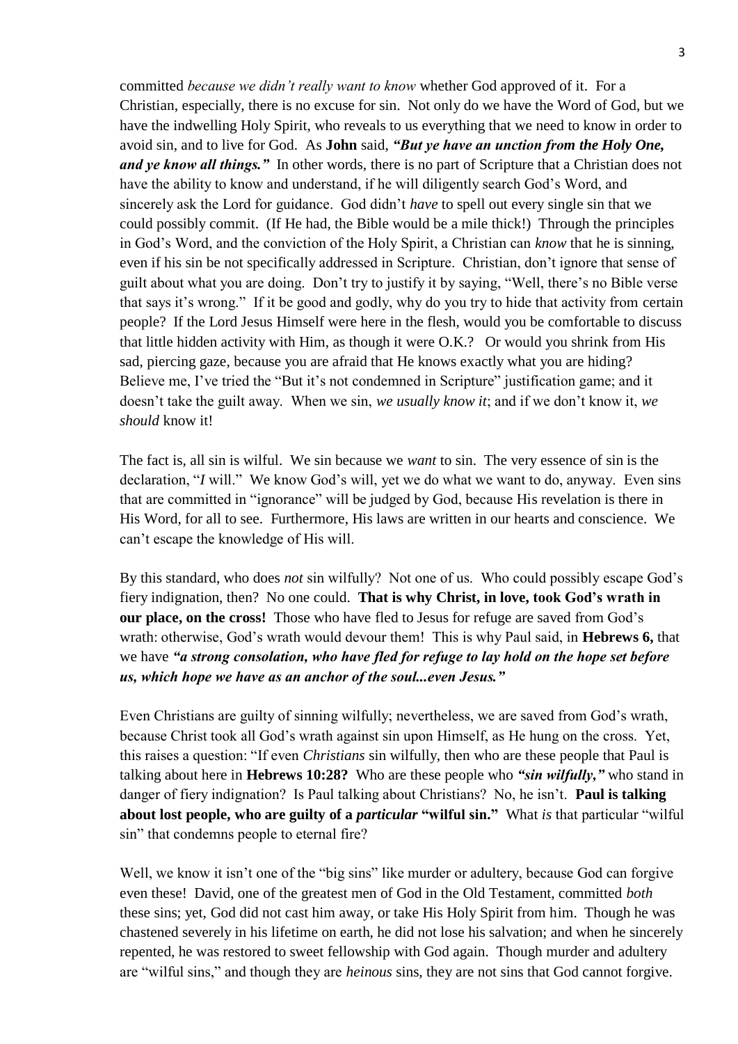committed *because we didn't really want to know* whether God approved of it. For a Christian, especially, there is no excuse for sin. Not only do we have the Word of God, but we have the indwelling Holy Spirit, who reveals to us everything that we need to know in order to avoid sin, and to live for God. As **John** said, ***"But ye have an unction from the Holy One, and ye know all things."*** In other words, there is no part of Scripture that a Christian does not have the ability to know and understand, if he will diligently search God's Word, and sincerely ask the Lord for guidance. God didn't *have* to spell out every single sin that we could possibly commit. (If He had, the Bible would be a mile thick!) Through the principles in God's Word, and the conviction of the Holy Spirit, a Christian can *know* that he is sinning, even if his sin be not specifically addressed in Scripture. Christian, don't ignore that sense of guilt about what you are doing. Don't try to justify it by saying, "Well, there's no Bible verse that says it's wrong." If it be good and godly, why do you try to hide that activity from certain people? If the Lord Jesus Himself were here in the flesh, would you be comfortable to discuss that little hidden activity with Him, as though it were O.K.? Or would you shrink from His sad, piercing gaze, because you are afraid that He knows exactly what you are hiding? Believe me, I've tried the "But it's not condemned in Scripture" justification game; and it doesn't take the guilt away. When we sin, *we usually know it*; and if we don't know it, *we should* know it!

The fact is, all sin is wilful. We sin because we *want* to sin. The very essence of sin is the declaration, "*I* will." We know God's will, yet we do what we want to do, anyway. Even sins that are committed in "ignorance" will be judged by God, because His revelation is there in His Word, for all to see. Furthermore, His laws are written in our hearts and conscience. We can't escape the knowledge of His will.

By this standard, who does *not* sin wilfully? Not one of us. Who could possibly escape God's fiery indignation, then? No one could. **That is why Christ, in love, took God's wrath in our place, on the cross!** Those who have fled to Jesus for refuge are saved from God's wrath: otherwise, God's wrath would devour them! This is why Paul said, in **Hebrews 6,** that we have ***"a strong consolation, who have fled for refuge to lay hold on the hope set before us, which hope we have as an anchor of the soul...even Jesus."***

Even Christians are guilty of sinning wilfully; nevertheless, we are saved from God's wrath, because Christ took all God's wrath against sin upon Himself, as He hung on the cross. Yet, this raises a question: "If even *Christians* sin wilfully, then who are these people that Paul is talking about here in **Hebrews 10:28?** Who are these people who ***"sin wilfully,"*** who stand in danger of fiery indignation? Is Paul talking about Christians? No, he isn't. **Paul is talking about lost people, who are guilty of a *particular* "wilful sin."** What *is* that particular "wilful sin" that condemns people to eternal fire?

Well, we know it isn't one of the "big sins" like murder or adultery, because God can forgive even these! David, one of the greatest men of God in the Old Testament, committed *both* these sins; yet, God did not cast him away, or take His Holy Spirit from him. Though he was chastened severely in his lifetime on earth, he did not lose his salvation; and when he sincerely repented, he was restored to sweet fellowship with God again. Though murder and adultery are "wilful sins," and though they are *heinous* sins, they are not sins that God cannot forgive.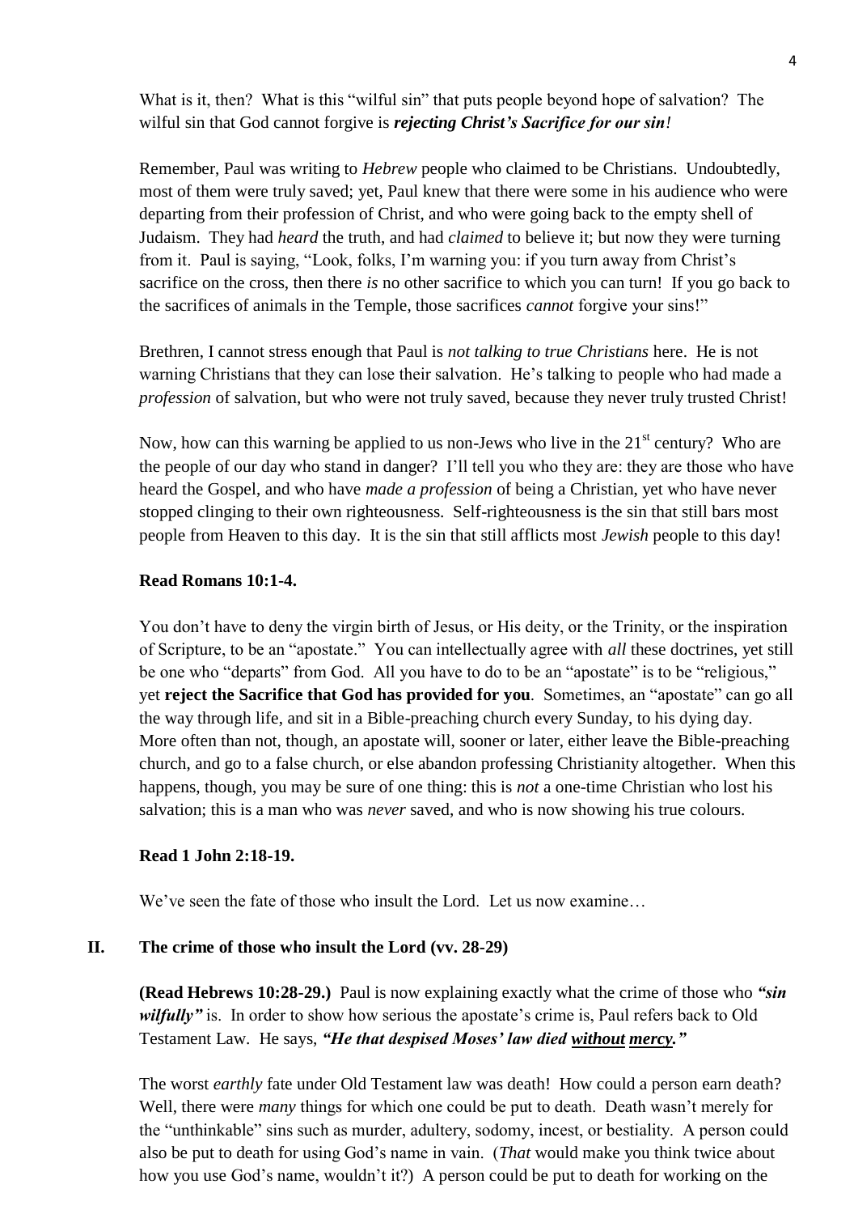What is it, then? What is this "wilful sin" that puts people beyond hope of salvation? The wilful sin that God cannot forgive is ***rejecting Christ's Sacrifice for our sin!***

Remember, Paul was writing to *Hebrew* people who claimed to be Christians. Undoubtedly, most of them were truly saved; yet, Paul knew that there were some in his audience who were departing from their profession of Christ, and who were going back to the empty shell of Judaism. They had *heard* the truth, and had *claimed* to believe it; but now they were turning from it. Paul is saying, "Look, folks, I'm warning you: if you turn away from Christ's sacrifice on the cross, then there *is* no other sacrifice to which you can turn! If you go back to the sacrifices of animals in the Temple, those sacrifices *cannot* forgive your sins!"

Brethren, I cannot stress enough that Paul is *not talking to true Christians* here. He is not warning Christians that they can lose their salvation. He's talking to people who had made a *profession* of salvation, but who were not truly saved, because they never truly trusted Christ!

Now, how can this warning be applied to us non-Jews who live in the 21st century? Who are the people of our day who stand in danger? I'll tell you who they are: they are those who have heard the Gospel, and who have *made a profession* of being a Christian, yet who have never stopped clinging to their own righteousness. Self-righteousness is the sin that still bars most people from Heaven to this day. It is the sin that still afflicts most *Jewish* people to this day!

**Read Romans 10:1-4.**

You don't have to deny the virgin birth of Jesus, or His deity, or the Trinity, or the inspiration of Scripture, to be an "apostate." You can intellectually agree with *all* these doctrines, yet still be one who "departs" from God. All you have to do to be an "apostate" is to be "religious," yet **reject the Sacrifice that God has provided for you**. Sometimes, an "apostate" can go all the way through life, and sit in a Bible-preaching church every Sunday, to his dying day. More often than not, though, an apostate will, sooner or later, either leave the Bible-preaching church, and go to a false church, or else abandon professing Christianity altogether. When this happens, though, you may be sure of one thing: this is *not* a one-time Christian who lost his salvation; this is a man who was *never* saved, and who is now showing his true colours.

**Read 1 John 2:18-19.**

We've seen the fate of those who insult the Lord. Let us now examine…

## II. The crime of those who insult the Lord (vv. 28-29)

**(Read Hebrews 10:28-29.)** Paul is now explaining exactly what the crime of those who ***"sin wilfully"*** is. In order to show how serious the apostate's crime is, Paul refers back to Old Testament Law. He says, ***"He that despised Moses' law died <u>without</u> <u>mercy</u>."***

The worst *earthly* fate under Old Testament law was death! How could a person earn death? Well, there were *many* things for which one could be put to death. Death wasn't merely for the "unthinkable" sins such as murder, adultery, sodomy, incest, or bestiality. A person could also be put to death for using God's name in vain. (*That* would make you think twice about how you use God's name, wouldn't it?) A person could be put to death for working on the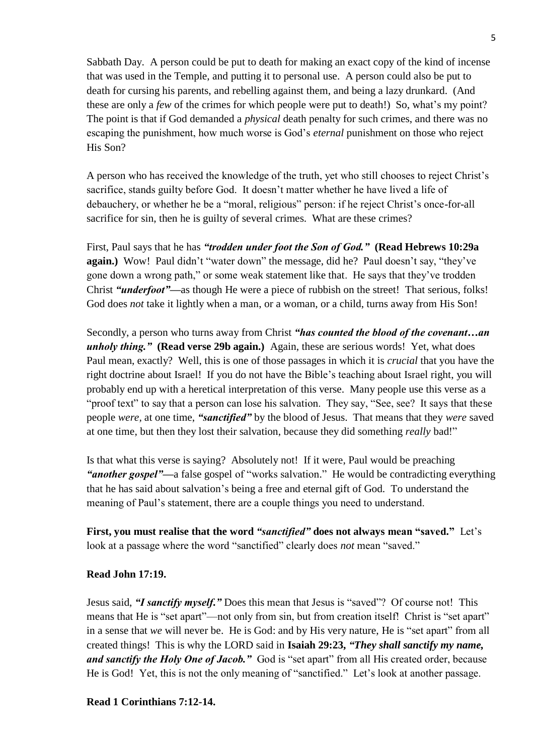Sabbath Day. A person could be put to death for making an exact copy of the kind of incense that was used in the Temple, and putting it to personal use. A person could also be put to death for cursing his parents, and rebelling against them, and being a lazy drunkard. (And these are only a *few* of the crimes for which people were put to death!) So, what's my point? The point is that if God demanded a *physical* death penalty for such crimes, and there was no escaping the punishment, how much worse is God's *eternal* punishment on those who reject His Son?

A person who has received the knowledge of the truth, yet who still chooses to reject Christ's sacrifice, stands guilty before God. It doesn't matter whether he have lived a life of debauchery, or whether he be a "moral, religious" person: if he reject Christ's once-for-all sacrifice for sin, then he is guilty of several crimes. What are these crimes?

First, Paul says that he has ***"trodden under foot the Son of God."*** **(Read Hebrews 10:29a again.)** Wow! Paul didn't "water down" the message, did he? Paul doesn't say, "they've gone down a wrong path," or some weak statement like that. He says that they've trodden Christ ***"underfoot"***—as though He were a piece of rubbish on the street! That serious, folks! God does *not* take it lightly when a man, or a woman, or a child, turns away from His Son!

Secondly, a person who turns away from Christ ***"has counted the blood of the covenant…an unholy thing."*** **(Read verse 29b again.)** Again, these are serious words! Yet, what does Paul mean, exactly? Well, this is one of those passages in which it is *crucial* that you have the right doctrine about Israel! If you do not have the Bible's teaching about Israel right, you will probably end up with a heretical interpretation of this verse. Many people use this verse as a "proof text" to say that a person can lose his salvation. They say, "See, see? It says that these people *were*, at one time, ***"sanctified"*** by the blood of Jesus. That means that they *were* saved at one time, but then they lost their salvation, because they did something *really* bad!"

Is that what this verse is saying? Absolutely not! If it were, Paul would be preaching ***"another gospel"***—a false gospel of "works salvation." He would be contradicting everything that he has said about salvation's being a free and eternal gift of God. To understand the meaning of Paul's statement, there are a couple things you need to understand.

**First, you must realise that the word *"sanctified"* does not always mean "saved."** Let's look at a passage where the word "sanctified" clearly does *not* mean "saved."

**Read John 17:19.**

Jesus said, ***"I sanctify myself."*** Does this mean that Jesus is "saved"? Of course not! This means that He is "set apart"—not only from sin, but from creation itself! Christ is "set apart" in a sense that *we* will never be. He is God: and by His very nature, He is "set apart" from all created things! This is why the LORD said in **Isaiah 29:23, *"They shall sanctify my name, and sanctify the Holy One of Jacob."*** God is "set apart" from all His created order, because He is God! Yet, this is not the only meaning of "sanctified." Let's look at another passage.

**Read 1 Corinthians 7:12-14.**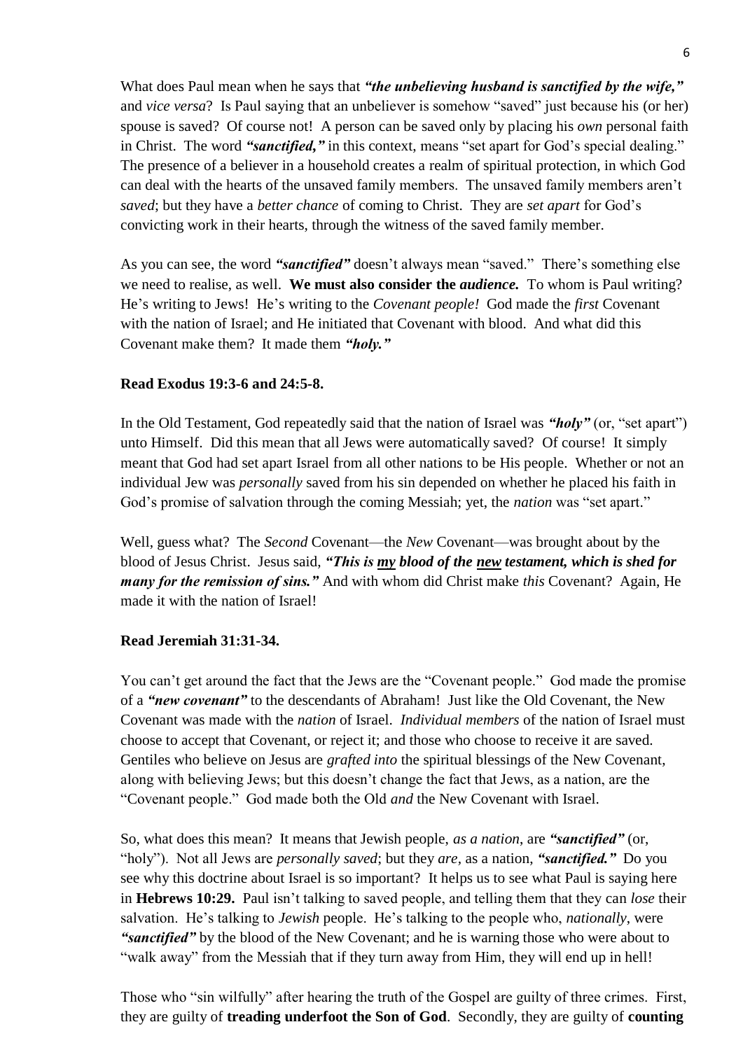What does Paul mean when he says that ***"the unbelieving husband is sanctified by the wife,"*** and *vice versa*? Is Paul saying that an unbeliever is somehow "saved" just because his (or her) spouse is saved? Of course not! A person can be saved only by placing his *own* personal faith in Christ. The word ***"sanctified,"*** in this context, means "set apart for God's special dealing." The presence of a believer in a household creates a realm of spiritual protection, in which God can deal with the hearts of the unsaved family members. The unsaved family members aren't *saved*; but they have a *better chance* of coming to Christ. They are *set apart* for God's convicting work in their hearts, through the witness of the saved family member.

As you can see, the word ***"sanctified"*** doesn't always mean "saved." There's something else we need to realise, as well. **We must also consider the *audience.*** To whom is Paul writing? He's writing to Jews! He's writing to the *Covenant people!* God made the *first* Covenant with the nation of Israel; and He initiated that Covenant with blood. And what did this Covenant make them? It made them ***"holy."***

**Read Exodus 19:3-6 and 24:5-8.**

In the Old Testament, God repeatedly said that the nation of Israel was ***"holy"*** (or, "set apart") unto Himself. Did this mean that all Jews were automatically saved? Of course! It simply meant that God had set apart Israel from all other nations to be His people. Whether or not an individual Jew was *personally* saved from his sin depended on whether he placed his faith in God's promise of salvation through the coming Messiah; yet, the *nation* was "set apart."

Well, guess what? The *Second* Covenant—the *New* Covenant—was brought about by the blood of Jesus Christ. Jesus said, ***"This is <u>my</u> blood of the <u>new</u> testament, which is shed for many for the remission of sins."*** And with whom did Christ make *this* Covenant? Again, He made it with the nation of Israel!

**Read Jeremiah 31:31-34.**

You can't get around the fact that the Jews are the "Covenant people." God made the promise of a ***"new covenant"*** to the descendants of Abraham! Just like the Old Covenant, the New Covenant was made with the *nation* of Israel. *Individual members* of the nation of Israel must choose to accept that Covenant, or reject it; and those who choose to receive it are saved. Gentiles who believe on Jesus are *grafted into* the spiritual blessings of the New Covenant, along with believing Jews; but this doesn't change the fact that Jews, as a nation, are the "Covenant people." God made both the Old *and* the New Covenant with Israel.

So, what does this mean? It means that Jewish people, *as a nation*, are ***"sanctified"*** (or, "holy"). Not all Jews are *personally saved*; but they *are*, as a nation, ***"sanctified."*** Do you see why this doctrine about Israel is so important? It helps us to see what Paul is saying here in **Hebrews 10:29.** Paul isn't talking to saved people, and telling them that they can *lose* their salvation. He's talking to *Jewish* people. He's talking to the people who, *nationally*, were ***"sanctified"*** by the blood of the New Covenant; and he is warning those who were about to "walk away" from the Messiah that if they turn away from Him, they will end up in hell!

Those who "sin wilfully" after hearing the truth of the Gospel are guilty of three crimes. First, they are guilty of **treading underfoot the Son of God**. Secondly, they are guilty of **counting**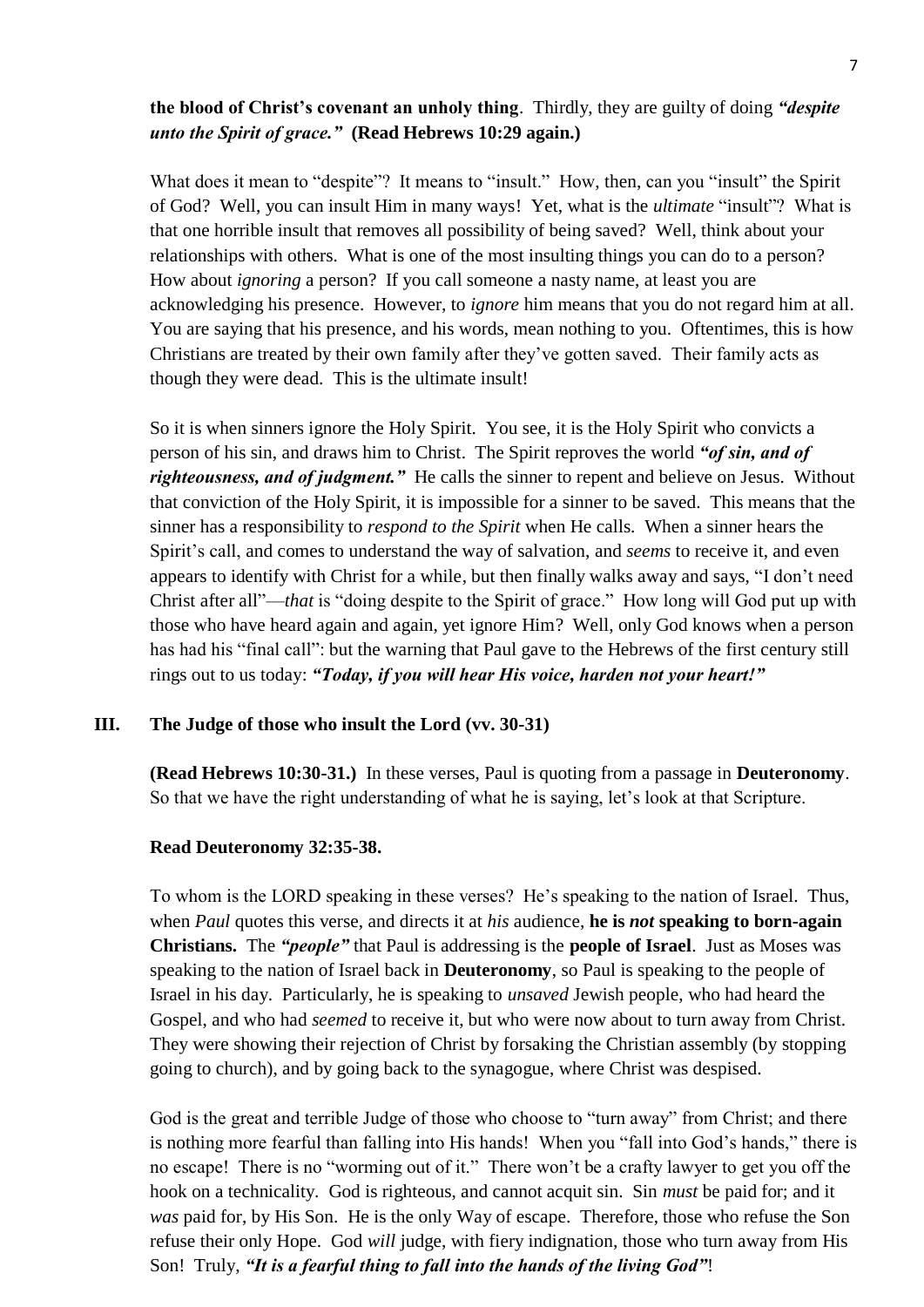**the blood of Christ's covenant an unholy thing**. Thirdly, they are guilty of doing ***"despite unto the Spirit of grace."*** **(Read Hebrews 10:29 again.)**

What does it mean to "despite"? It means to "insult." How, then, can you "insult" the Spirit of God? Well, you can insult Him in many ways! Yet, what is the *ultimate* "insult"? What is that one horrible insult that removes all possibility of being saved? Well, think about your relationships with others. What is one of the most insulting things you can do to a person? How about *ignoring* a person? If you call someone a nasty name, at least you are acknowledging his presence. However, to *ignore* him means that you do not regard him at all. You are saying that his presence, and his words, mean nothing to you. Oftentimes, this is how Christians are treated by their own family after they've gotten saved. Their family acts as though they were dead. This is the ultimate insult!

So it is when sinners ignore the Holy Spirit. You see, it is the Holy Spirit who convicts a person of his sin, and draws him to Christ. The Spirit reproves the world ***"of sin, and of righteousness, and of judgment."*** He calls the sinner to repent and believe on Jesus. Without that conviction of the Holy Spirit, it is impossible for a sinner to be saved. This means that the sinner has a responsibility to *respond to the Spirit* when He calls. When a sinner hears the Spirit's call, and comes to understand the way of salvation, and *seems* to receive it, and even appears to identify with Christ for a while, but then finally walks away and says, "I don't need Christ after all"—*that* is "doing despite to the Spirit of grace." How long will God put up with those who have heard again and again, yet ignore Him? Well, only God knows when a person has had his "final call": but the warning that Paul gave to the Hebrews of the first century still rings out to us today: ***"Today, if you will hear His voice, harden not your heart!"***

## III. The Judge of those who insult the Lord (vv. 30-31)

**(Read Hebrews 10:30-31.)** In these verses, Paul is quoting from a passage in **Deuteronomy**. So that we have the right understanding of what he is saying, let's look at that Scripture.

**Read Deuteronomy 32:35-38.**

To whom is the LORD speaking in these verses? He's speaking to the nation of Israel. Thus, when *Paul* quotes this verse, and directs it at *his* audience, **he is *not* speaking to born-again Christians.** The ***"people"*** that Paul is addressing is the **people of Israel**. Just as Moses was speaking to the nation of Israel back in **Deuteronomy**, so Paul is speaking to the people of Israel in his day. Particularly, he is speaking to *unsaved* Jewish people, who had heard the Gospel, and who had *seemed* to receive it, but who were now about to turn away from Christ. They were showing their rejection of Christ by forsaking the Christian assembly (by stopping going to church), and by going back to the synagogue, where Christ was despised.

God is the great and terrible Judge of those who choose to "turn away" from Christ; and there is nothing more fearful than falling into His hands! When you "fall into God's hands," there is no escape! There is no "worming out of it." There won't be a crafty lawyer to get you off the hook on a technicality. God is righteous, and cannot acquit sin. Sin *must* be paid for; and it *was* paid for, by His Son. He is the only Way of escape. Therefore, those who refuse the Son refuse their only Hope. God *will* judge, with fiery indignation, those who turn away from His Son! Truly, ***"It is a fearful thing to fall into the hands of the living God"***!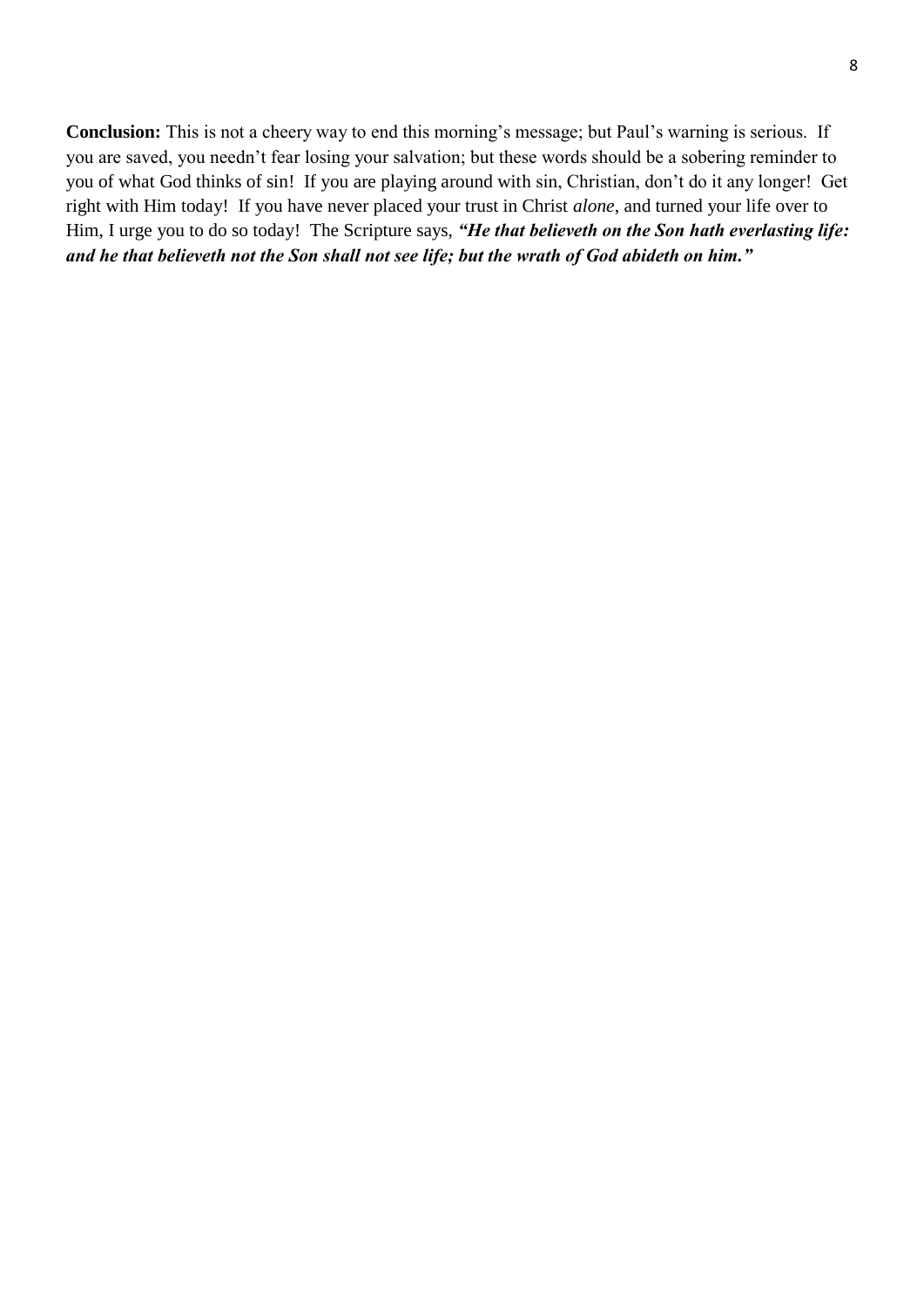**Conclusion:** This is not a cheery way to end this morning's message; but Paul's warning is serious. If you are saved, you needn't fear losing your salvation; but these words should be a sobering reminder to you of what God thinks of sin! If you are playing around with sin, Christian, don't do it any longer! Get right with Him today! If you have never placed your trust in Christ *alone*, and turned your life over to Him, I urge you to do so today! The Scripture says, ***"He that believeth on the Son hath everlasting life: and he that believeth not the Son shall not see life; but the wrath of God abideth on him."***